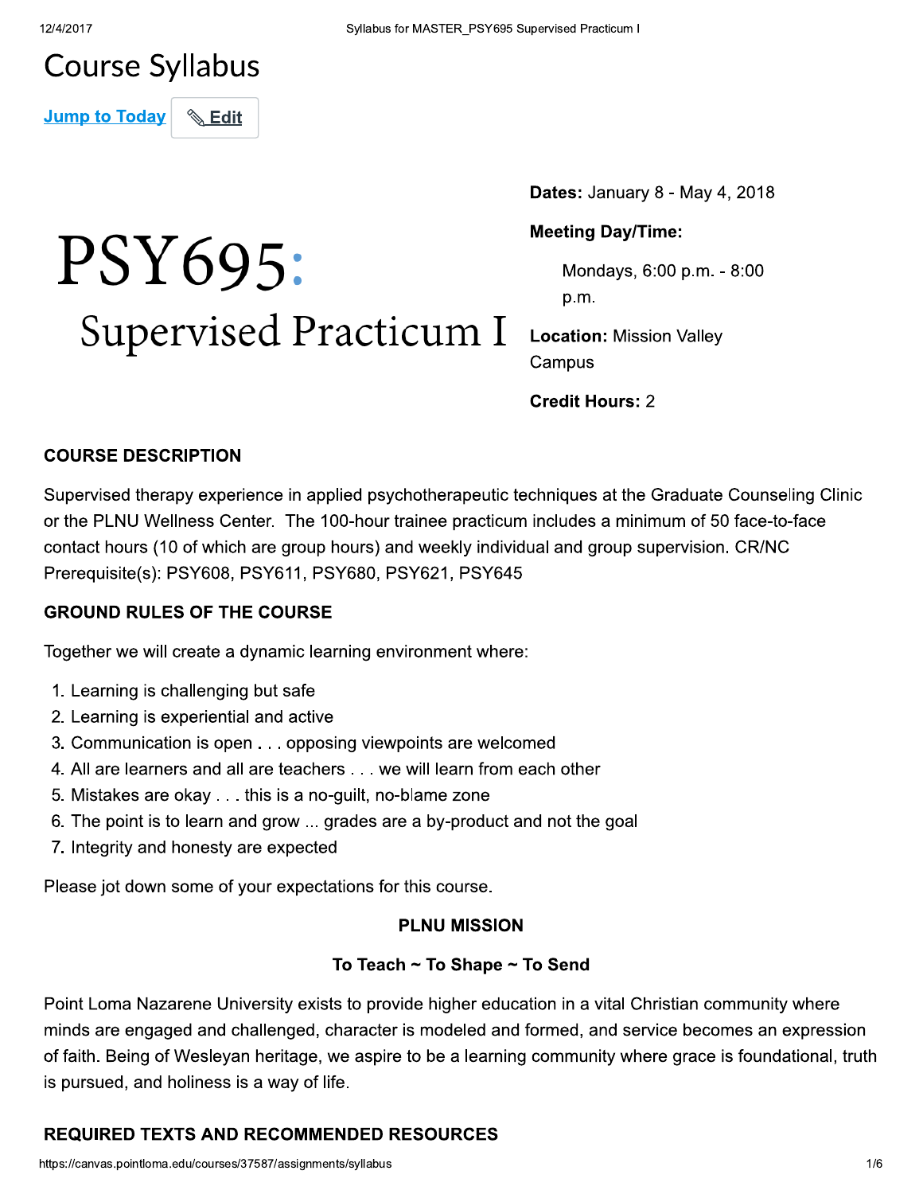# Course Syllabus

Jump to Today | Edit

# PSY695: Supervised Practicum I

**Dates:** January 8 - May 4, 2018

**Meeting Day/Time:**

Mondays, 6:00 p.m. - 8:00 p.m.

**Location:** Mission Valley Campus

**Credit Hours:** 2

## COURSE DESCRIPTION

Supervised therapy experience in applied psychotherapeutic techniques at the Graduate Counseling Clinic or the PLNU Wellness Center. The 100-hour trainee practicum includes a minimum of 50 face-to-face contact hours (10 of which are group hours) and weekly individual and group supervision. CR/NC Prerequisite(s): PSY608, PSY611, PSY680, PSY621, PSY645

## GROUND RULES OF THE COURSE

Together we will create a dynamic learning environment where:

1. Learning is challenging but safe
2. Learning is experiential and active
3. Communication is open . . . opposing viewpoints are welcomed
4. All are learners and all are teachers . . . we will learn from each other
5. Mistakes are okay . . . this is a no-guilt, no-blame zone
6. The point is to learn and grow ... grades are a by-product and not the goal
7. Integrity and honesty are expected

Please jot down some of your expectations for this course.

## PLNU MISSION

### To Teach ~ To Shape ~ To Send

Point Loma Nazarene University exists to provide higher education in a vital Christian community where minds are engaged and challenged, character is modeled and formed, and service becomes an expression of faith. Being of Wesleyan heritage, we aspire to be a learning community where grace is foundational, truth is pursued, and holiness is a way of life.

## REQUIRED TEXTS AND RECOMMENDED RESOURCES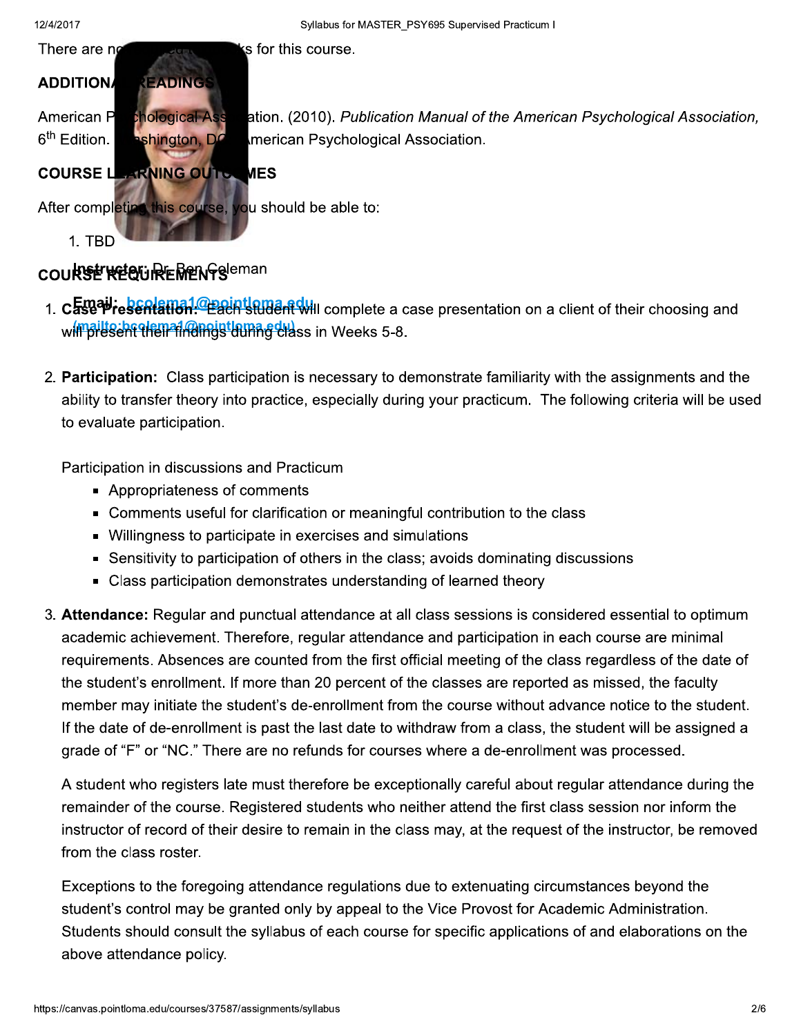There are no required textbooks for this course.

## ADDITIONAL READINGS

American Psychological Association. (2010). *Publication Manual of the American Psychological Association*, 6th Edition. Washington, DC: American Psychological Association.

## COURSE LEARNING OUTCOMES

After completing this course, you should be able to:

1. TBD

Instructor: Dr. Ben Coleman

Email: [bcolema1@pointloma.edu](mailto:bcolema1@pointloma.edu)

## COURSE REQUIREMENTS

1. **Case Presentation:** Each student will complete a case presentation on a client of their choosing and will present their findings during class in Weeks 5-8.

2. **Participation:** Class participation is necessary to demonstrate familiarity with the assignments and the ability to transfer theory into practice, especially during your practicum. The following criteria will be used to evaluate participation.

   Participation in discussions and Practicum
   - Appropriateness of comments
   - Comments useful for clarification or meaningful contribution to the class
   - Willingness to participate in exercises and simulations
   - Sensitivity to participation of others in the class; avoids dominating discussions
   - Class participation demonstrates understanding of learned theory

3. **Attendance:** Regular and punctual attendance at all class sessions is considered essential to optimum academic achievement. Therefore, regular attendance and participation in each course are minimal requirements. Absences are counted from the first official meeting of the class regardless of the date of the student's enrollment. If more than 20 percent of the classes are reported as missed, the faculty member may initiate the student's de-enrollment from the course without advance notice to the student. If the date of de-enrollment is past the last date to withdraw from a class, the student will be assigned a grade of "F" or "NC." There are no refunds for courses where a de-enrollment was processed.

   A student who registers late must therefore be exceptionally careful about regular attendance during the remainder of the course. Registered students who neither attend the first class session nor inform the instructor of record of their desire to remain in the class may, at the request of the instructor, be removed from the class roster.

   Exceptions to the foregoing attendance regulations due to extenuating circumstances beyond the student's control may be granted only by appeal to the Vice Provost for Academic Administration. Students should consult the syllabus of each course for specific applications of and elaborations on the above attendance policy.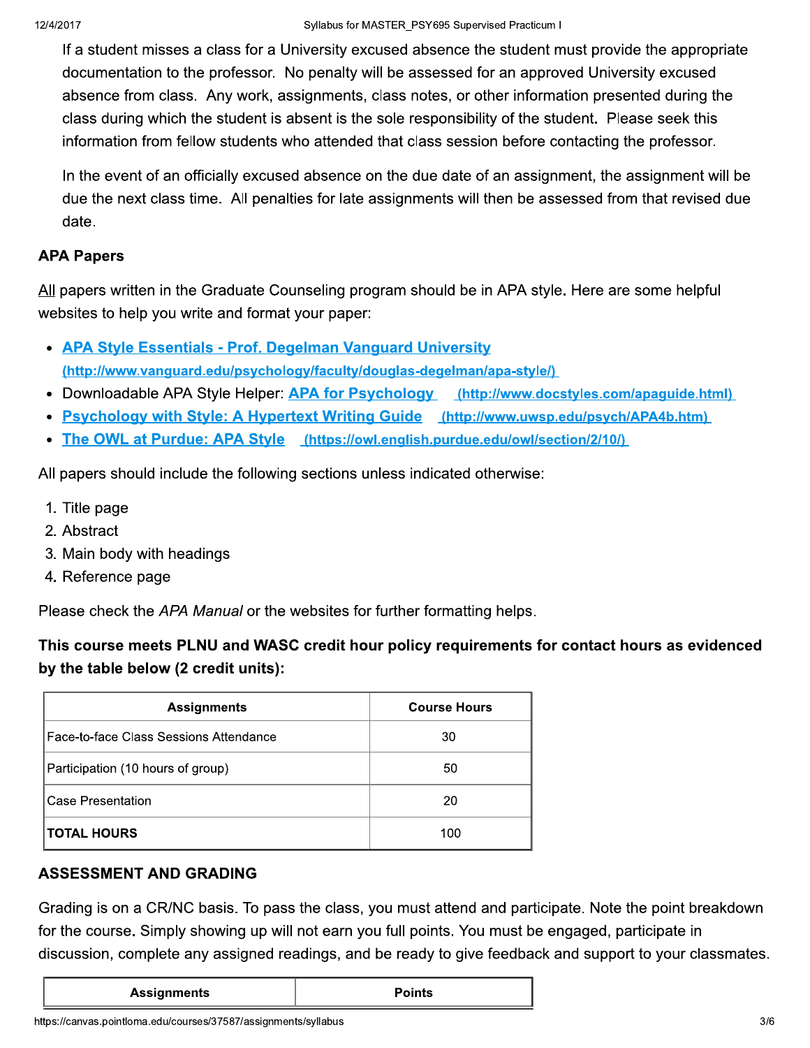If a student misses a class for a University excused absence the student must provide the appropriate documentation to the professor. No penalty will be assessed for an approved University excused absence from class. Any work, assignments, class notes, or other information presented during the class during which the student is absent is the sole responsibility of the student. Please seek this information from fellow students who attended that class session before contacting the professor.

In the event of an officially excused absence on the due date of an assignment, the assignment will be due the next class time. All penalties for late assignments will then be assessed from that revised due date.

### APA Papers

All papers written in the Graduate Counseling program should be in APA style. Here are some helpful websites to help you write and format your paper:

- [APA Style Essentials - Prof. Degelman Vanguard University](http://www.vanguard.edu/psychology/faculty/douglas-degelman/apa-style/) (http://www.vanguard.edu/psychology/faculty/douglas-degelman/apa-style/)
- Downloadable APA Style Helper: [APA for Psychology](http://www.docstyles.com/apaguide.html) (http://www.docstyles.com/apaguide.html)
- [Psychology with Style: A Hypertext Writing Guide](http://www.uwsp.edu/psych/APA4b.htm) (http://www.uwsp.edu/psych/APA4b.htm)
- [The OWL at Purdue: APA Style](https://owl.english.purdue.edu/owl/section/2/10/) (https://owl.english.purdue.edu/owl/section/2/10/)

All papers should include the following sections unless indicated otherwise:

1. Title page
2. Abstract
3. Main body with headings
4. Reference page

Please check the *APA Manual* or the websites for further formatting helps.

**This course meets PLNU and WASC credit hour policy requirements for contact hours as evidenced by the table below (2 credit units):**

| Assignments | Course Hours |
|---|---|
| Face-to-face Class Sessions Attendance | 30 |
| Participation (10 hours of group) | 50 |
| Case Presentation | 20 |
| **TOTAL HOURS** | 100 |

### ASSESSMENT AND GRADING

Grading is on a CR/NC basis. To pass the class, you must attend and participate. Note the point breakdown for the course. Simply showing up will not earn you full points. You must be engaged, participate in discussion, complete any assigned readings, and be ready to give feedback and support to your classmates.

| Assignments | Points |
|---|---|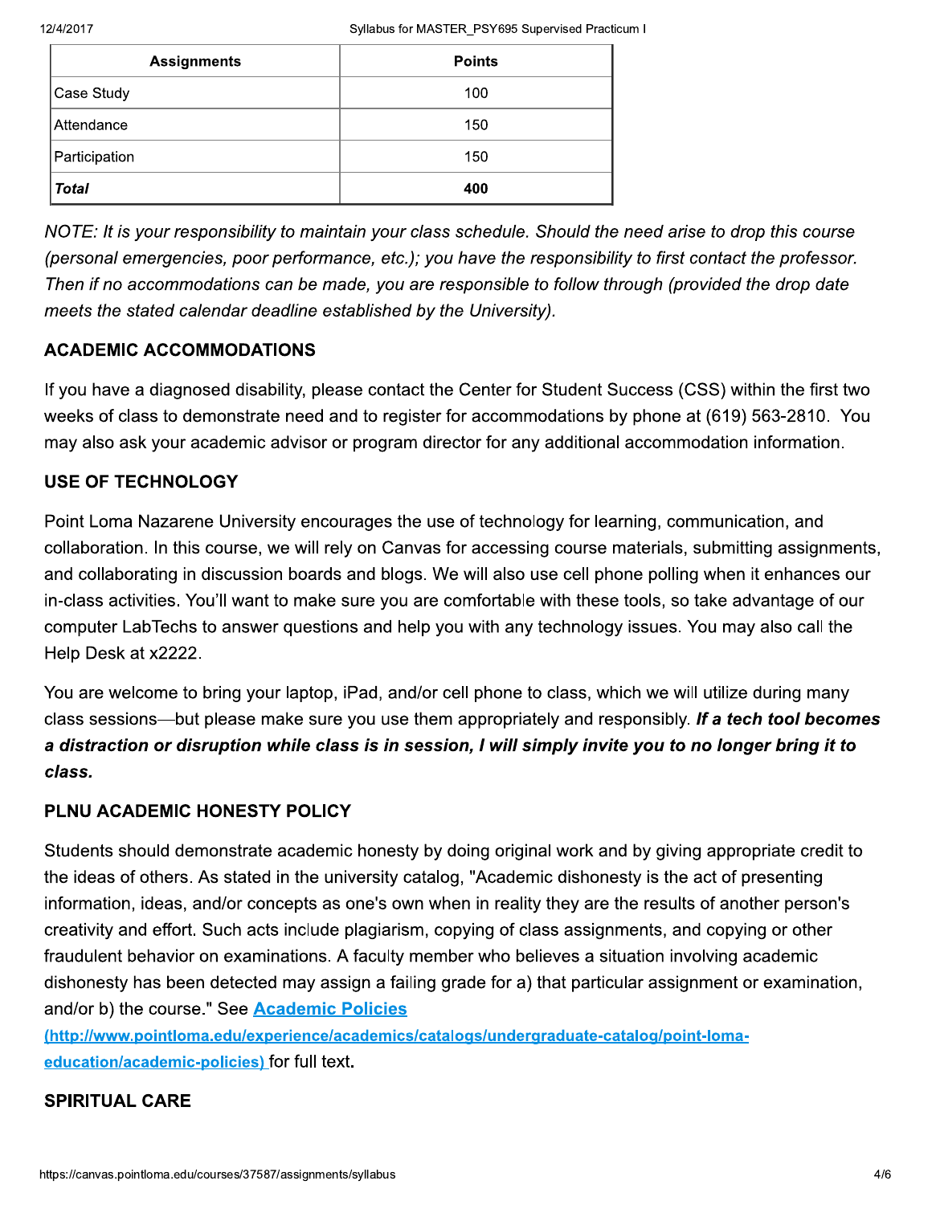| Assignments | Points |
| --- | --- |
| Case Study | 100 |
| Attendance | 150 |
| Participation | 150 |
| ***Total*** | **400** |

*NOTE: It is your responsibility to maintain your class schedule. Should the need arise to drop this course (personal emergencies, poor performance, etc.); you have the responsibility to first contact the professor. Then if no accommodations can be made, you are responsible to follow through (provided the drop date meets the stated calendar deadline established by the University).*

### ACADEMIC ACCOMMODATIONS

If you have a diagnosed disability, please contact the Center for Student Success (CSS) within the first two weeks of class to demonstrate need and to register for accommodations by phone at (619) 563-2810. You may also ask your academic advisor or program director for any additional accommodation information.

### USE OF TECHNOLOGY

Point Loma Nazarene University encourages the use of technology for learning, communication, and collaboration. In this course, we will rely on Canvas for accessing course materials, submitting assignments, and collaborating in discussion boards and blogs. We will also use cell phone polling when it enhances our in-class activities. You'll want to make sure you are comfortable with these tools, so take advantage of our computer LabTechs to answer questions and help you with any technology issues. You may also call the Help Desk at x2222.

You are welcome to bring your laptop, iPad, and/or cell phone to class, which we will utilize during many class sessions—but please make sure you use them appropriately and responsibly. ***If a tech tool becomes a distraction or disruption while class is in session, I will simply invite you to no longer bring it to class.***

### PLNU ACADEMIC HONESTY POLICY

Students should demonstrate academic honesty by doing original work and by giving appropriate credit to the ideas of others. As stated in the university catalog, "Academic dishonesty is the act of presenting information, ideas, and/or concepts as one's own when in reality they are the results of another person's creativity and effort. Such acts include plagiarism, copying of class assignments, and copying or other fraudulent behavior on examinations. A faculty member who believes a situation involving academic dishonesty has been detected may assign a failing grade for a) that particular assignment or examination, and/or b) the course." See [Academic Policies (http://www.pointloma.edu/experience/academics/catalogs/undergraduate-catalog/point-loma-education/academic-policies)](http://www.pointloma.edu/experience/academics/catalogs/undergraduate-catalog/point-loma-education/academic-policies) for full text.

### SPIRITUAL CARE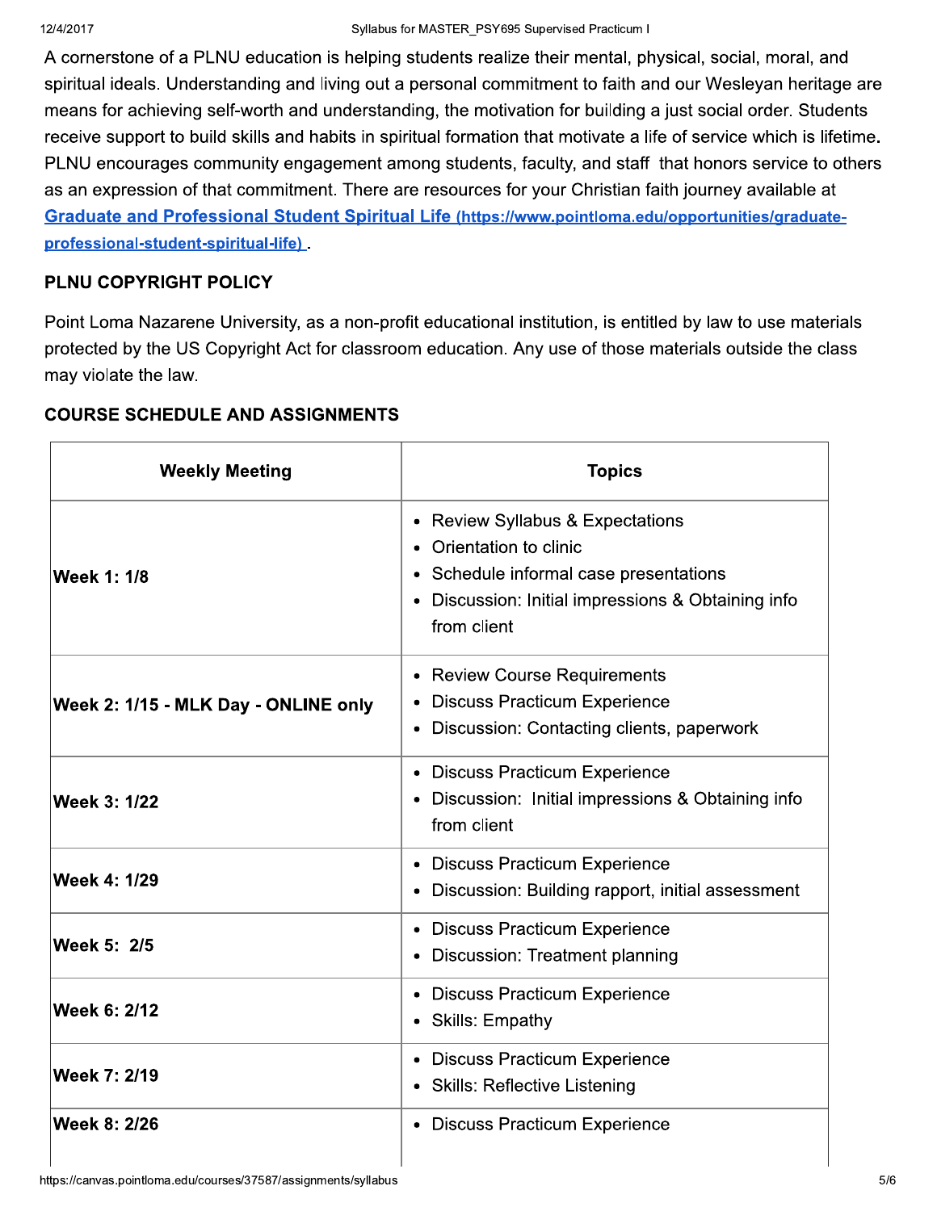A cornerstone of a PLNU education is helping students realize their mental, physical, social, moral, and spiritual ideals. Understanding and living out a personal commitment to faith and our Wesleyan heritage are means for achieving self-worth and understanding, the motivation for building a just social order. Students receive support to build skills and habits in spiritual formation that motivate a life of service which is lifetime. PLNU encourages community engagement among students, faculty, and staff that honors service to others as an expression of that commitment. There are resources for your Christian faith journey available at [Graduate and Professional Student Spiritual Life (https://www.pointloma.edu/opportunities/graduate-professional-student-spiritual-life)](https://www.pointloma.edu/opportunities/graduate-professional-student-spiritual-life).

## PLNU COPYRIGHT POLICY

Point Loma Nazarene University, as a non-profit educational institution, is entitled by law to use materials protected by the US Copyright Act for classroom education. Any use of those materials outside the class may violate the law.

## COURSE SCHEDULE AND ASSIGNMENTS

| Weekly Meeting | Topics |
|---|---|
| **Week 1: 1/8** | • Review Syllabus & Expectations<br>• Orientation to clinic<br>• Schedule informal case presentations<br>• Discussion: Initial impressions & Obtaining info from client |
| **Week 2: 1/15 - MLK Day - ONLINE only** | • Review Course Requirements<br>• Discuss Practicum Experience<br>• Discussion: Contacting clients, paperwork |
| **Week 3: 1/22** | • Discuss Practicum Experience<br>• Discussion: Initial impressions & Obtaining info from client |
| **Week 4: 1/29** | • Discuss Practicum Experience<br>• Discussion: Building rapport, initial assessment |
| **Week 5: 2/5** | • Discuss Practicum Experience<br>• Discussion: Treatment planning |
| **Week 6: 2/12** | • Discuss Practicum Experience<br>• Skills: Empathy |
| **Week 7: 2/19** | • Discuss Practicum Experience<br>• Skills: Reflective Listening |
| **Week 8: 2/26** | • Discuss Practicum Experience |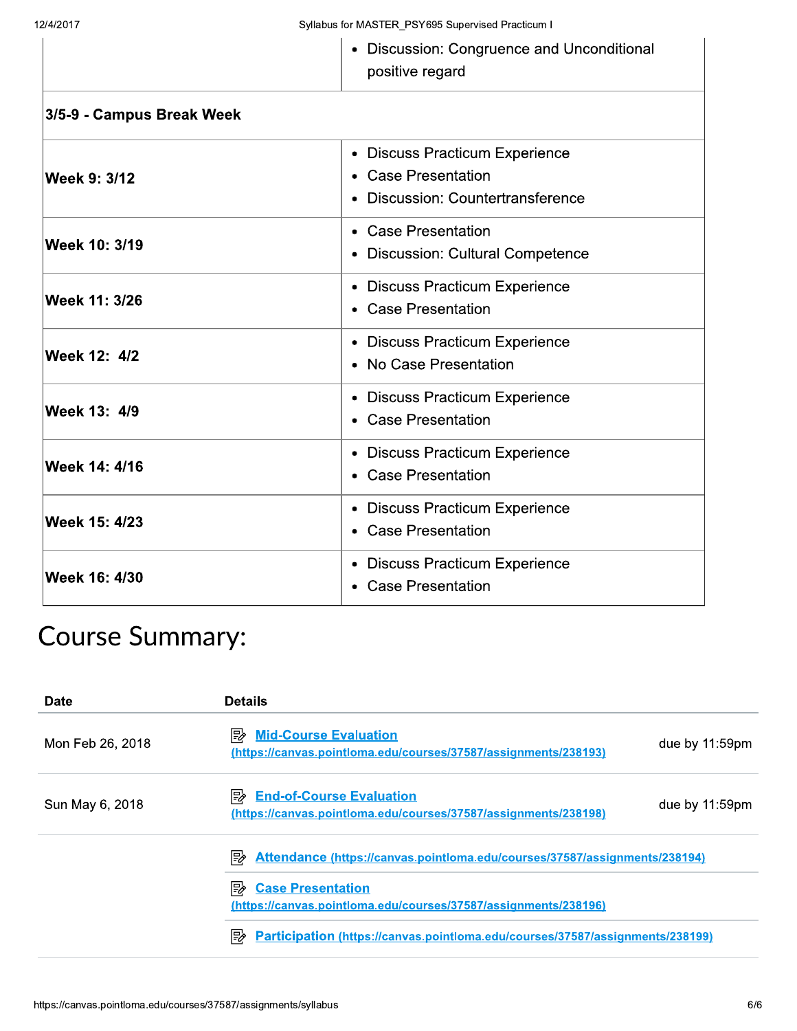| | |
|---|---|
| | • Discussion: Congruence and Unconditional positive regard |
| **3/5-9 - Campus Break Week** | |
| **Week 9: 3/12** | • Discuss Practicum Experience<br>• Case Presentation<br>• Discussion: Countertransference |
| **Week 10: 3/19** | • Case Presentation<br>• Discussion: Cultural Competence |
| **Week 11: 3/26** | • Discuss Practicum Experience<br>• Case Presentation |
| **Week 12: 4/2** | • Discuss Practicum Experience<br>• No Case Presentation |
| **Week 13: 4/9** | • Discuss Practicum Experience<br>• Case Presentation |
| **Week 14: 4/16** | • Discuss Practicum Experience<br>• Case Presentation |
| **Week 15: 4/23** | • Discuss Practicum Experience<br>• Case Presentation |
| **Week 16: 4/30** | • Discuss Practicum Experience<br>• Case Presentation |

# Course Summary:

| Date | Details | |
|---|---|---|
| Mon Feb 26, 2018 | Mid-Course Evaluation (https://canvas.pointloma.edu/courses/37587/assignments/238193) | due by 11:59pm |
| Sun May 6, 2018 | End-of-Course Evaluation (https://canvas.pointloma.edu/courses/37587/assignments/238198) | due by 11:59pm |
| | Attendance (https://canvas.pointloma.edu/courses/37587/assignments/238194) | |
| | Case Presentation (https://canvas.pointloma.edu/courses/37587/assignments/238196) | |
| | Participation (https://canvas.pointloma.edu/courses/37587/assignments/238199) | |